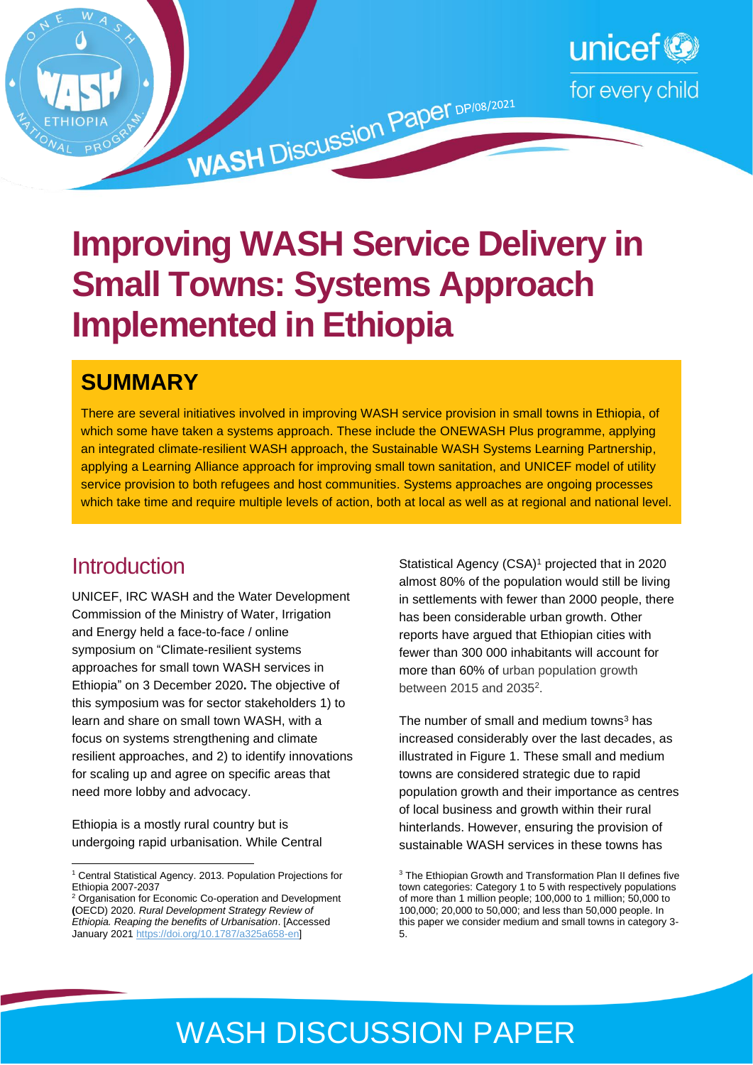WASH Discussion Paper DP/08/2021

# Improving WASH Service Delivery in Small Towns: Systems Approach Implemented in Ethiopia

## SUMMARY

There are several initiatives involved in improving WASH service provision in small towns in Ethiopia, of which some have taken a systems approach. These include the ONEWASH Plus programme, applying an integrated climate-resilient WASH approach, the Sustainable WASH Systems Learning Partnership, applying a Learning Alliance approach for improving small town sanitation, and UNICEF model of utility service provision to both refugees and host communities. Systems approaches are ongoing processes which take time and require multiple levels of action, both at local as well as at regional and national level.

## Introduction

UNICEF, IRC WASH and the Water Development Commission of the Ministry of Water, Irrigation and Energy held a face-to-face / online symposium on "Climate-resilient systems approaches for small town WASH services in Ethiopia" on 3 December 2020**.** The objective of this symposium was for sector stakeholders 1) to learn and share on small town WASH, with a focus on systems strengthening and climate resilient approaches, and 2) to identify innovations for scaling up and agree on specific areas that need more lobby and advocacy.

Ethiopia is a mostly rural country but is undergoing rapid urbanisation. While Central Statistical Agency (CSA)[1] projected that in 2020 almost 80% of the population would still be living in settlements with fewer than 2000 people, there has been considerable urban growth. Other reports have argued that Ethiopian cities with fewer than 300 000 inhabitants will account for more than 60% of urban population growth between 2015 and 2035[2].

The number of small and medium towns[3] has increased considerably over the last decades, as illustrated in Figure 1. These small and medium towns are considered strategic due to rapid population growth and their importance as centres of local business and growth within their rural hinterlands. However, ensuring the provision of sustainable WASH services in these towns has

[1] Central Statistical Agency. 2013. Population Projections for Ethiopia 2007-2037

[2] Organisation for Economic Co-operation and Development **(**OECD) 2020. *Rural Development Strategy Review of Ethiopia. Reaping the benefits of Urbanisation*. [Accessed January 2021 https://doi.org/10.1787/a325a658-en]

[3] The Ethiopian Growth and Transformation Plan II defines five town categories: Category 1 to 5 with respectively populations of more than 1 million people; 100,000 to 1 million; 50,000 to 100,000; 20,000 to 50,000; and less than 50,000 people. In this paper we consider medium and small towns in category 3-5.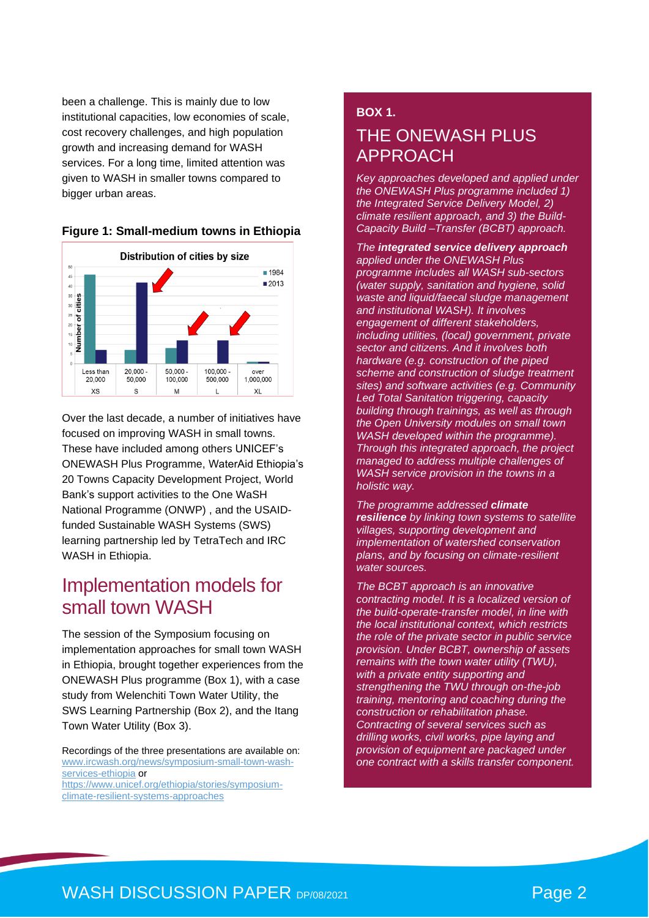been a challenge. This is mainly due to low institutional capacities, low economies of scale, cost recovery challenges, and high population growth and increasing demand for WASH services. For a long time, limited attention was given to WASH in smaller towns compared to bigger urban areas.

**Figure 1: Small-medium towns in Ethiopia**

Over the last decade, a number of initiatives have focused on improving WASH in small towns. These have included among others UNICEF's ONEWASH Plus Programme, WaterAid Ethiopia's 20 Towns Capacity Development Project, World Bank's support activities to the One WaSH National Programme (ONWP) , and the USAID-funded Sustainable WASH Systems (SWS) learning partnership led by TetraTech and IRC WASH in Ethiopia.

## Implementation models for small town WASH

The session of the Symposium focusing on implementation approaches for small town WASH in Ethiopia, brought together experiences from the ONEWASH Plus programme (Box 1), with a case study from Welenchiti Town Water Utility, the SWS Learning Partnership (Box 2), and the Itang Town Water Utility (Box 3).

Recordings of the three presentations are available on: www.ircwash.org/news/symposium-small-town-wash-services-ethiopia or https://www.unicef.org/ethiopia/stories/symposium-climate-resilient-systems-approaches

**BOX 1.**

### THE ONEWASH PLUS APPROACH

*Key approaches developed and applied under the ONEWASH Plus programme included 1) the Integrated Service Delivery Model, 2) climate resilient approach, and 3) the Build-Capacity Build –Transfer (BCBT) approach.*

*The **integrated service delivery approach** applied under the ONEWASH Plus programme includes all WASH sub-sectors (water supply, sanitation and hygiene, solid waste and liquid/faecal sludge management and institutional WASH). It involves engagement of different stakeholders, including utilities, (local) government, private sector and citizens. And it involves both hardware (e.g. construction of the piped scheme and construction of sludge treatment sites) and software activities (e.g. Community Led Total Sanitation triggering, capacity building through trainings, as well as through the Open University modules on small town WASH developed within the programme). Through this integrated approach, the project managed to address multiple challenges of WASH service provision in the towns in a holistic way.*

*The programme addressed **climate resilience** by linking town systems to satellite villages, supporting development and implementation of watershed conservation plans, and by focusing on climate-resilient water sources.*

*The BCBT approach is an innovative contracting model. It is a localized version of the build-operate-transfer model, in line with the local institutional context, which restricts the role of the private sector in public service provision. Under BCBT, ownership of assets remains with the town water utility (TWU), with a private entity supporting and strengthening the TWU through on-the-job training, mentoring and coaching during the construction or rehabilitation phase. Contracting of several services such as drilling works, civil works, pipe laying and provision of equipment are packaged under one contract with a skills transfer component.*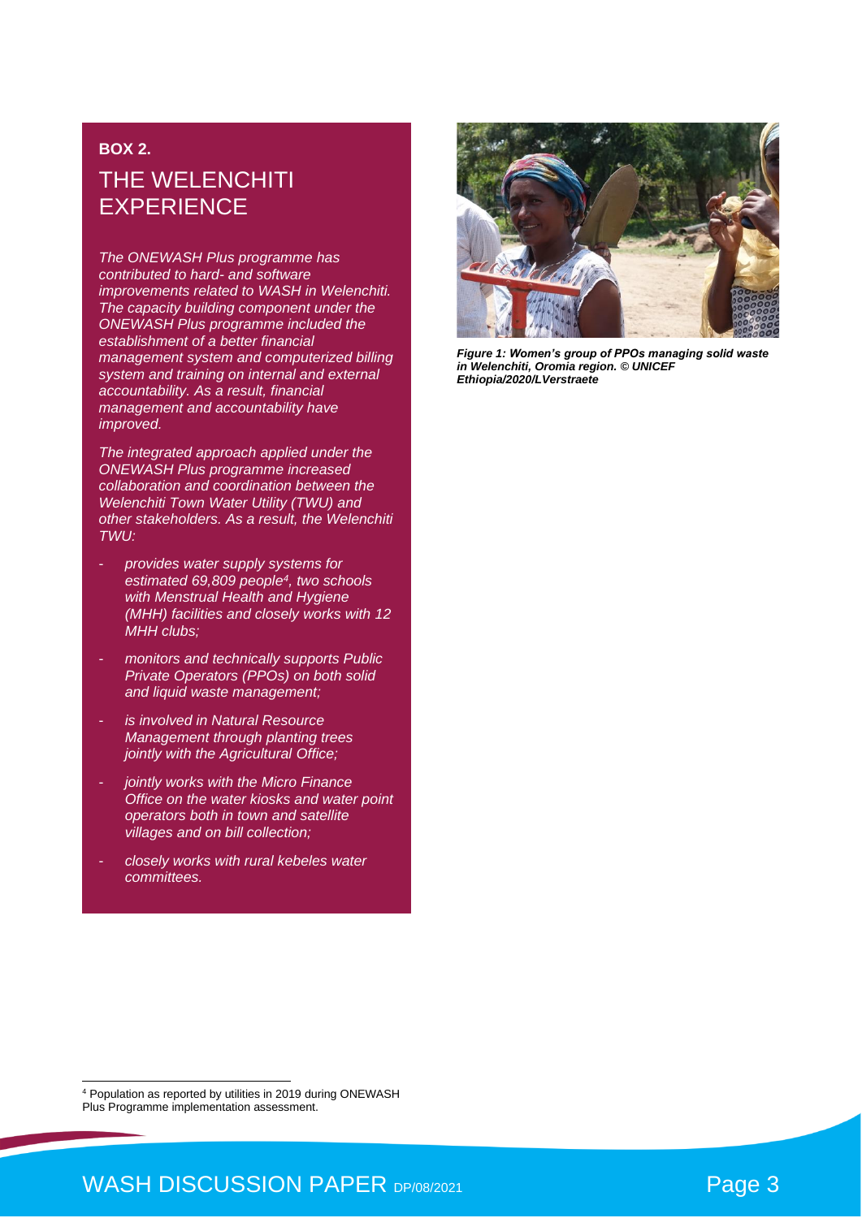**BOX 2.**

## THE WELENCHITI EXPERIENCE

*The ONEWASH Plus programme has contributed to hard- and software improvements related to WASH in Welenchiti. The capacity building component under the ONEWASH Plus programme included the establishment of a better financial management system and computerized billing system and training on internal and external accountability. As a result, financial management and accountability have improved.*

*The integrated approach applied under the ONEWASH Plus programme increased collaboration and coordination between the Welenchiti Town Water Utility (TWU) and other stakeholders. As a result, the Welenchiti TWU:*

- *provides water supply systems for estimated 69,809 people[4], two schools with Menstrual Health and Hygiene (MHH) facilities and closely works with 12 MHH clubs;*
- *monitors and technically supports Public Private Operators (PPOs) on both solid and liquid waste management;*
- *is involved in Natural Resource Management through planting trees jointly with the Agricultural Office;*
- *jointly works with the Micro Finance Office on the water kiosks and water point operators both in town and satellite villages and on bill collection;*
- *closely works with rural kebeles water committees.*

***Figure 1: Women's group of PPOs managing solid waste in Welenchiti, Oromia region. © UNICEF Ethiopia/2020/LVerstraete***

[4] Population as reported by utilities in 2019 during ONEWASH Plus Programme implementation assessment.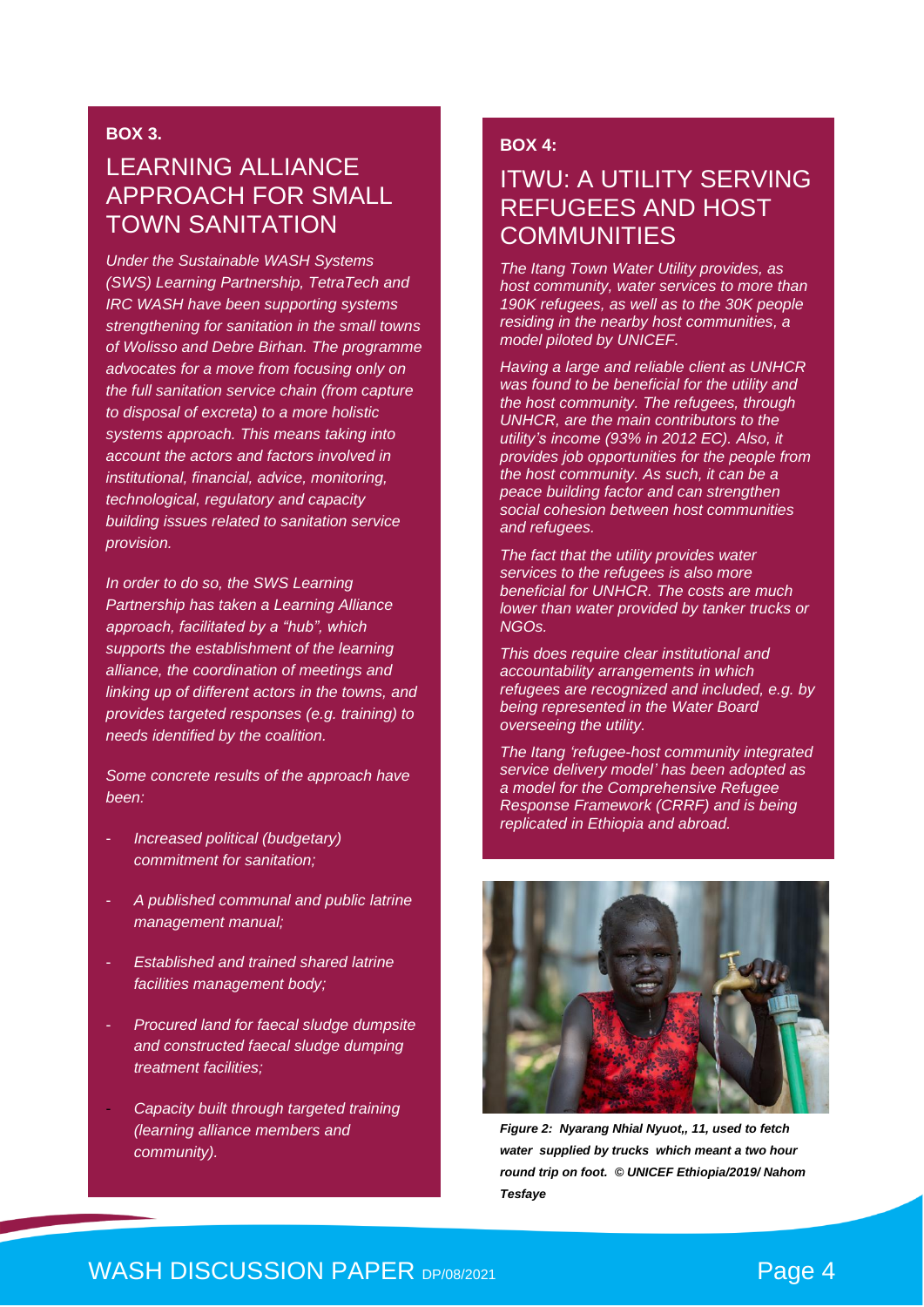**BOX 3.**

## LEARNING ALLIANCE APPROACH FOR SMALL TOWN SANITATION

*Under the Sustainable WASH Systems (SWS) Learning Partnership, TetraTech and IRC WASH have been supporting systems strengthening for sanitation in the small towns of Wolisso and Debre Birhan. The programme advocates for a move from focusing only on the full sanitation service chain (from capture to disposal of excreta) to a more holistic systems approach. This means taking into account the actors and factors involved in institutional, financial, advice, monitoring, technological, regulatory and capacity building issues related to sanitation service provision.*

*In order to do so, the SWS Learning Partnership has taken a Learning Alliance approach, facilitated by a "hub", which supports the establishment of the learning alliance, the coordination of meetings and linking up of different actors in the towns, and provides targeted responses (e.g. training) to needs identified by the coalition.*

*Some concrete results of the approach have been:*

- *Increased political (budgetary) commitment for sanitation;*
- *A published communal and public latrine management manual;*
- *Established and trained shared latrine facilities management body;*
- *Procured land for faecal sludge dumpsite and constructed faecal sludge dumping treatment facilities;*
- *Capacity built through targeted training (learning alliance members and community).*

**BOX 4:**

## ITWU: A UTILITY SERVING REFUGEES AND HOST COMMUNITIES

*The Itang Town Water Utility provides, as host community, water services to more than 190K refugees, as well as to the 30K people residing in the nearby host communities, a model piloted by UNICEF.*

*Having a large and reliable client as UNHCR was found to be beneficial for the utility and the host community. The refugees, through UNHCR, are the main contributors to the utility's income (93% in 2012 EC). Also, it provides job opportunities for the people from the host community. As such, it can be a peace building factor and can strengthen social cohesion between host communities and refugees.*

*The fact that the utility provides water services to the refugees is also more beneficial for UNHCR. The costs are much lower than water provided by tanker trucks or NGOs.*

*This does require clear institutional and accountability arrangements in which refugees are recognized and included, e.g. by being represented in the Water Board overseeing the utility.*

*The Itang 'refugee-host community integrated service delivery model' has been adopted as a model for the Comprehensive Refugee Response Framework (CRRF) and is being replicated in Ethiopia and abroad.*

***Figure 2: Nyarang Nhial Nyuot,, 11, used to fetch water supplied by trucks which meant a two hour round trip on foot. © UNICEF Ethiopia/2019/ Nahom Tesfaye***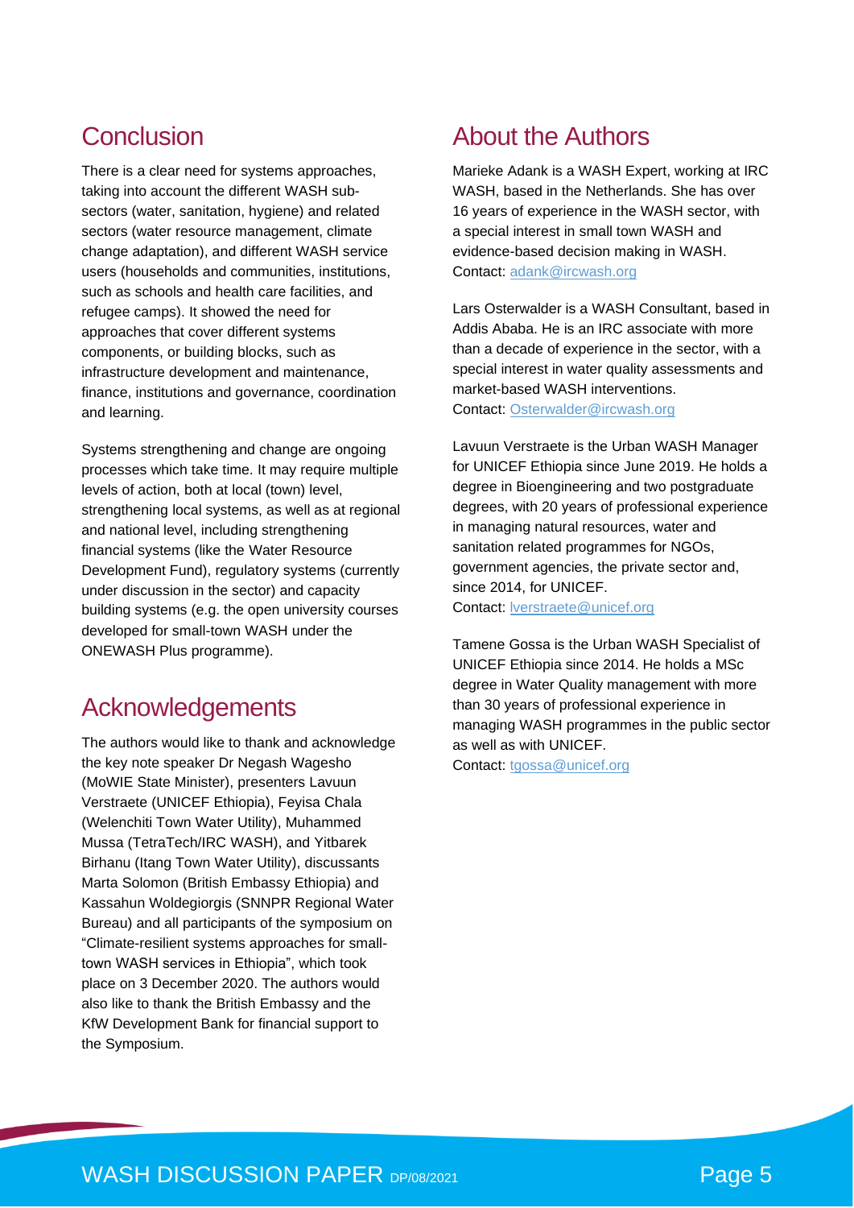## Conclusion

There is a clear need for systems approaches, taking into account the different WASH sub-sectors (water, sanitation, hygiene) and related sectors (water resource management, climate change adaptation), and different WASH service users (households and communities, institutions, such as schools and health care facilities, and refugee camps). It showed the need for approaches that cover different systems components, or building blocks, such as infrastructure development and maintenance, finance, institutions and governance, coordination and learning.

Systems strengthening and change are ongoing processes which take time. It may require multiple levels of action, both at local (town) level, strengthening local systems, as well as at regional and national level, including strengthening financial systems (like the Water Resource Development Fund), regulatory systems (currently under discussion in the sector) and capacity building systems (e.g. the open university courses developed for small-town WASH under the ONEWASH Plus programme).

## Acknowledgements

The authors would like to thank and acknowledge the key note speaker Dr Negash Wagesho (MoWIE State Minister), presenters Lavuun Verstraete (UNICEF Ethiopia), Feyisa Chala (Welenchiti Town Water Utility), Muhammed Mussa (TetraTech/IRC WASH), and Yitbarek Birhanu (Itang Town Water Utility), discussants Marta Solomon (British Embassy Ethiopia) and Kassahun Woldegiorgis (SNNPR Regional Water Bureau) and all participants of the symposium on "Climate-resilient systems approaches for small-town WASH services in Ethiopia", which took place on 3 December 2020. The authors would also like to thank the British Embassy and the KfW Development Bank for financial support to the Symposium.

## About the Authors

Marieke Adank is a WASH Expert, working at IRC WASH, based in the Netherlands. She has over 16 years of experience in the WASH sector, with a special interest in small town WASH and evidence-based decision making in WASH.
Contact: adank@ircwash.org

Lars Osterwalder is a WASH Consultant, based in Addis Ababa. He is an IRC associate with more than a decade of experience in the sector, with a special interest in water quality assessments and market-based WASH interventions.
Contact: Osterwalder@ircwash.org

Lavuun Verstraete is the Urban WASH Manager for UNICEF Ethiopia since June 2019. He holds a degree in Bioengineering and two postgraduate degrees, with 20 years of professional experience in managing natural resources, water and sanitation related programmes for NGOs, government agencies, the private sector and, since 2014, for UNICEF.
Contact: lverstraete@unicef.org

Tamene Gossa is the Urban WASH Specialist of UNICEF Ethiopia since 2014. He holds a MSc degree in Water Quality management with more than 30 years of professional experience in managing WASH programmes in the public sector as well as with UNICEF.
Contact: tgossa@unicef.org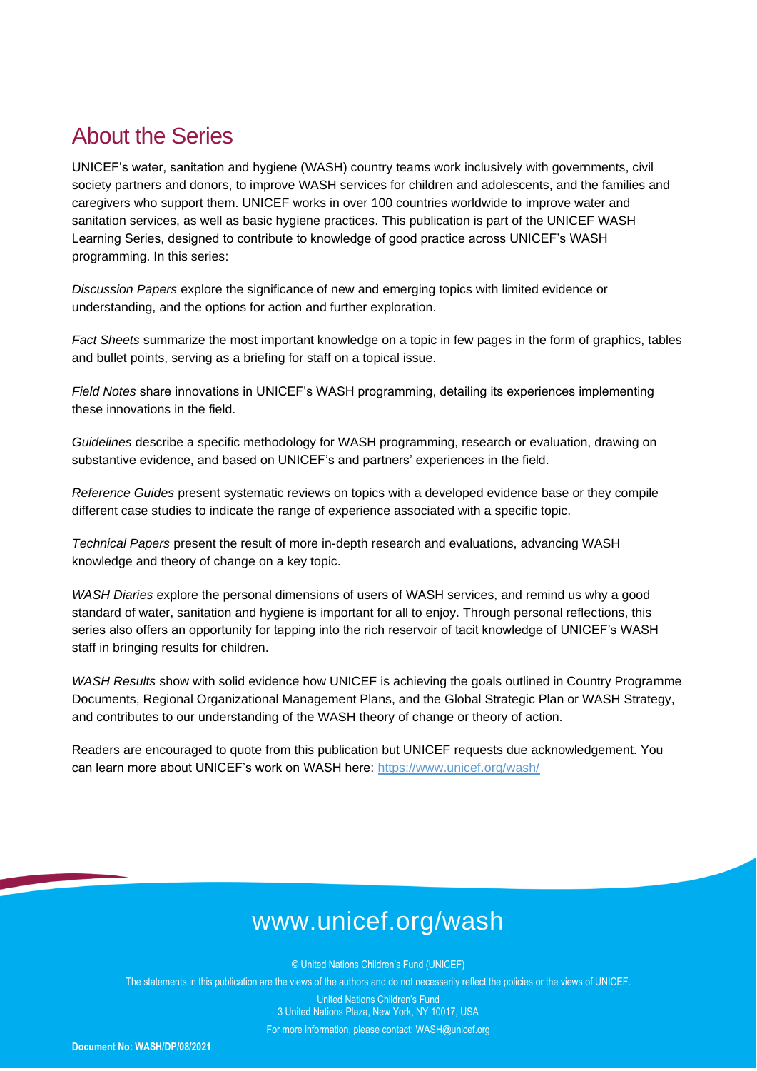## About the Series

UNICEF's water, sanitation and hygiene (WASH) country teams work inclusively with governments, civil society partners and donors, to improve WASH services for children and adolescents, and the families and caregivers who support them. UNICEF works in over 100 countries worldwide to improve water and sanitation services, as well as basic hygiene practices. This publication is part of the UNICEF WASH Learning Series, designed to contribute to knowledge of good practice across UNICEF's WASH programming. In this series:

*Discussion Papers* explore the significance of new and emerging topics with limited evidence or understanding, and the options for action and further exploration.

*Fact Sheets* summarize the most important knowledge on a topic in few pages in the form of graphics, tables and bullet points, serving as a briefing for staff on a topical issue.

*Field Notes* share innovations in UNICEF's WASH programming, detailing its experiences implementing these innovations in the field.

*Guidelines* describe a specific methodology for WASH programming, research or evaluation, drawing on substantive evidence, and based on UNICEF's and partners' experiences in the field.

*Reference Guides* present systematic reviews on topics with a developed evidence base or they compile different case studies to indicate the range of experience associated with a specific topic.

*Technical Papers* present the result of more in-depth research and evaluations, advancing WASH knowledge and theory of change on a key topic.

*WASH Diaries* explore the personal dimensions of users of WASH services, and remind us why a good standard of water, sanitation and hygiene is important for all to enjoy. Through personal reflections, this series also offers an opportunity for tapping into the rich reservoir of tacit knowledge of UNICEF's WASH staff in bringing results for children.

*WASH Results* show with solid evidence how UNICEF is achieving the goals outlined in Country Programme Documents, Regional Organizational Management Plans, and the Global Strategic Plan or WASH Strategy, and contributes to our understanding of the WASH theory of change or theory of action.

Readers are encouraged to quote from this publication but UNICEF requests due acknowledgement. You can learn more about UNICEF's work on WASH here: https://www.unicef.org/wash/

www.unicef.org/wash

© United Nations Children's Fund (UNICEF)

The statements in this publication are the views of the authors and do not necessarily reflect the policies or the views of UNICEF.

United Nations Children's Fund
3 United Nations Plaza, New York, NY 10017, USA

For more information, please contact: WASH@unicef.org

**Document No: WASH/DP/08/2021**